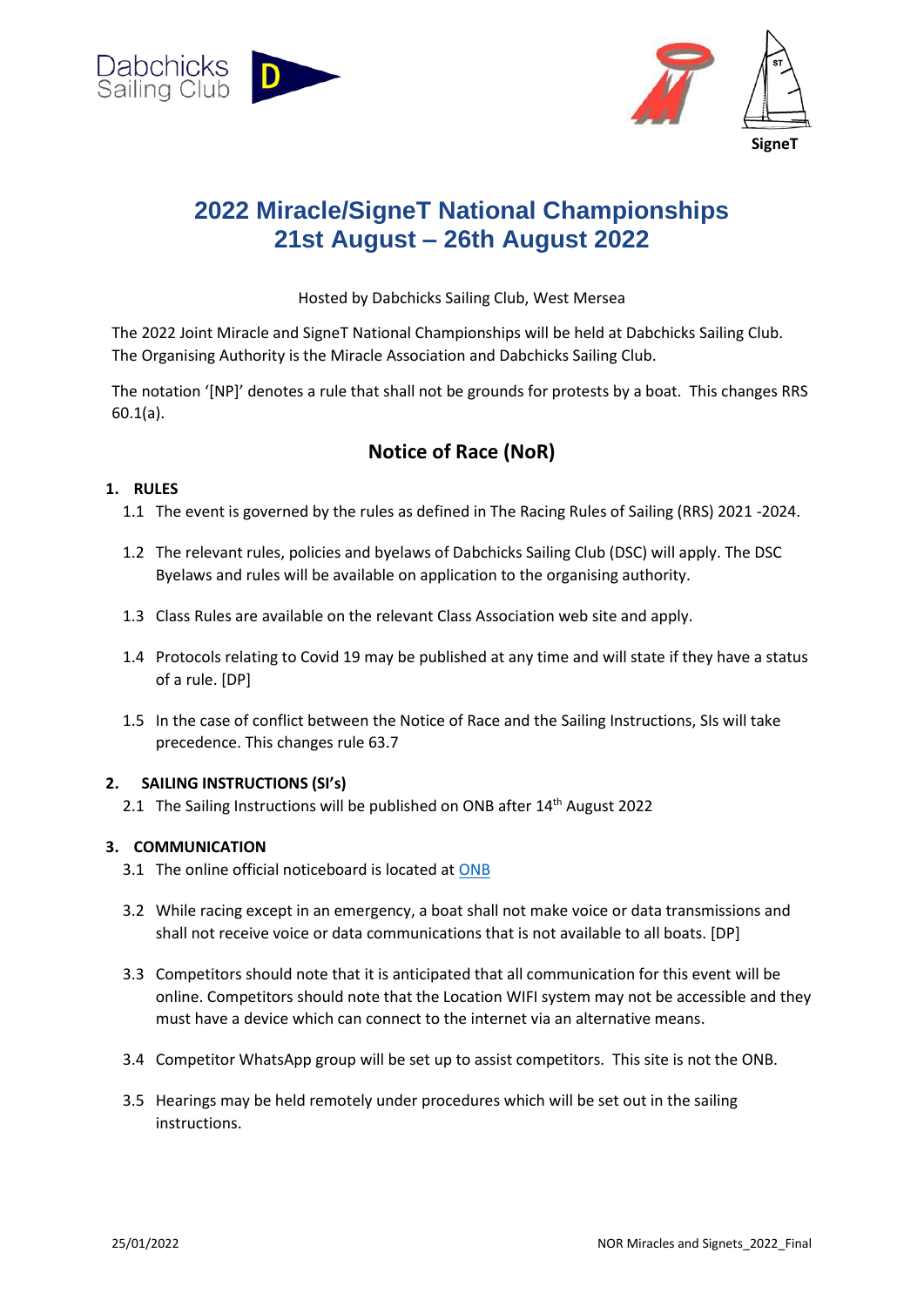Dabchicks Sailing Club

SigneT

# 2022 Miracle/SigneT National Championships
# 21st August – 26th August 2022

Hosted by Dabchicks Sailing Club, West Mersea

The 2022 Joint Miracle and SigneT National Championships will be held at Dabchicks Sailing Club. The Organising Authority is the Miracle Association and Dabchicks Sailing Club.

The notation '[NP]' denotes a rule that shall not be grounds for protests by a boat. This changes RRS 60.1(a).

## Notice of Race (NoR)

### 1. RULES

1.1 The event is governed by the rules as defined in The Racing Rules of Sailing (RRS) 2021 -2024.

1.2 The relevant rules, policies and byelaws of Dabchicks Sailing Club (DSC) will apply. The DSC Byelaws and rules will be available on application to the organising authority.

1.3 Class Rules are available on the relevant Class Association web site and apply.

1.4 Protocols relating to Covid 19 may be published at any time and will state if they have a status of a rule. [DP]

1.5 In the case of conflict between the Notice of Race and the Sailing Instructions, SIs will take precedence. This changes rule 63.7

### 2. SAILING INSTRUCTIONS (SI's)

2.1 The Sailing Instructions will be published on ONB after 14th August 2022

### 3. COMMUNICATION

3.1 The online official noticeboard is located at ONB

3.2 While racing except in an emergency, a boat shall not make voice or data transmissions and shall not receive voice or data communications that is not available to all boats. [DP]

3.3 Competitors should note that it is anticipated that all communication for this event will be online. Competitors should note that the Location WIFI system may not be accessible and they must have a device which can connect to the internet via an alternative means.

3.4 Competitor WhatsApp group will be set up to assist competitors. This site is not the ONB.

3.5 Hearings may be held remotely under procedures which will be set out in the sailing instructions.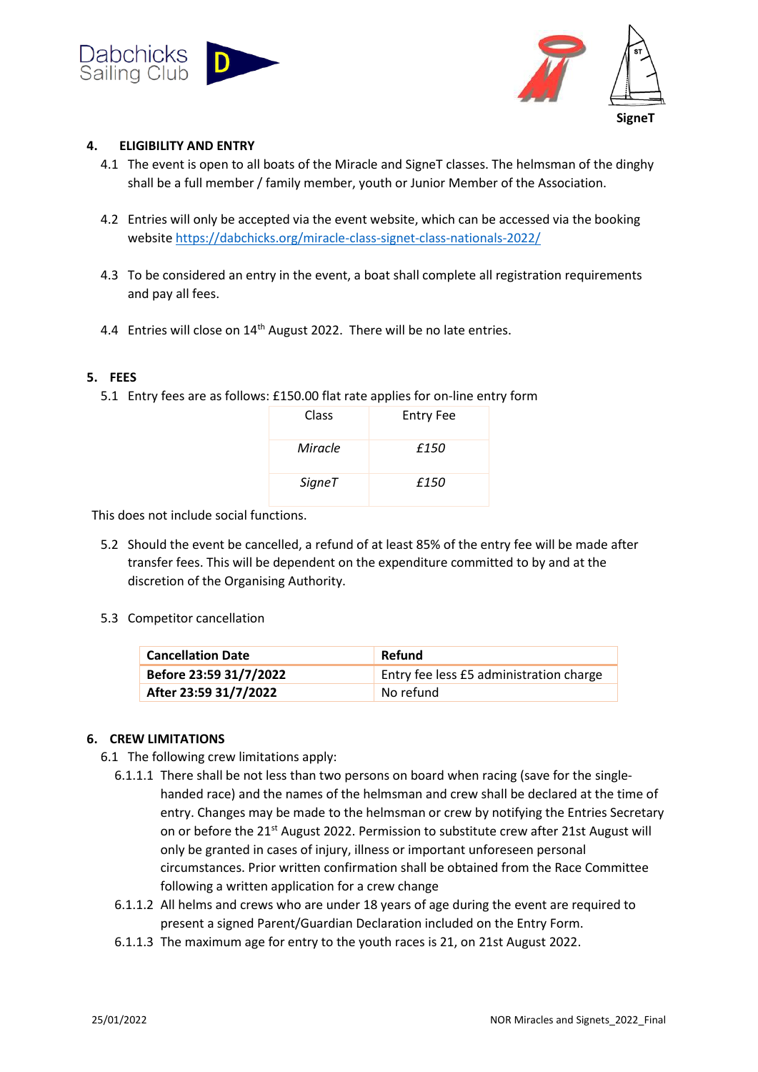## 4. ELIGIBILITY AND ENTRY

4.1 The event is open to all boats of the Miracle and SigneT classes. The helmsman of the dinghy shall be a full member / family member, youth or Junior Member of the Association.

4.2 Entries will only be accepted via the event website, which can be accessed via the booking website https://dabchicks.org/miracle-class-signet-class-nationals-2022/

4.3 To be considered an entry in the event, a boat shall complete all registration requirements and pay all fees.

4.4 Entries will close on 14th August 2022. There will be no late entries.

## 5. FEES

5.1 Entry fees are as follows: £150.00 flat rate applies for on-line entry form

| Class | Entry Fee |
|---|---|
| *Miracle* | *£150* |
| *SigneT* | *£150* |

This does not include social functions.

5.2 Should the event be cancelled, a refund of at least 85% of the entry fee will be made after transfer fees. This will be dependent on the expenditure committed to by and at the discretion of the Organising Authority.

5.3 Competitor cancellation

| **Cancellation Date** | **Refund** |
|---|---|
| **Before 23:59 31/7/2022** | Entry fee less £5 administration charge |
| **After 23:59 31/7/2022** | No refund |

## 6. CREW LIMITATIONS

6.1 The following crew limitations apply:

6.1.1.1 There shall be not less than two persons on board when racing (save for the single-handed race) and the names of the helmsman and crew shall be declared at the time of entry. Changes may be made to the helmsman or crew by notifying the Entries Secretary on or before the 21st August 2022. Permission to substitute crew after 21st August will only be granted in cases of injury, illness or important unforeseen personal circumstances. Prior written confirmation shall be obtained from the Race Committee following a written application for a crew change

6.1.1.2 All helms and crews who are under 18 years of age during the event are required to present a signed Parent/Guardian Declaration included on the Entry Form.

6.1.1.3 The maximum age for entry to the youth races is 21, on 21st August 2022.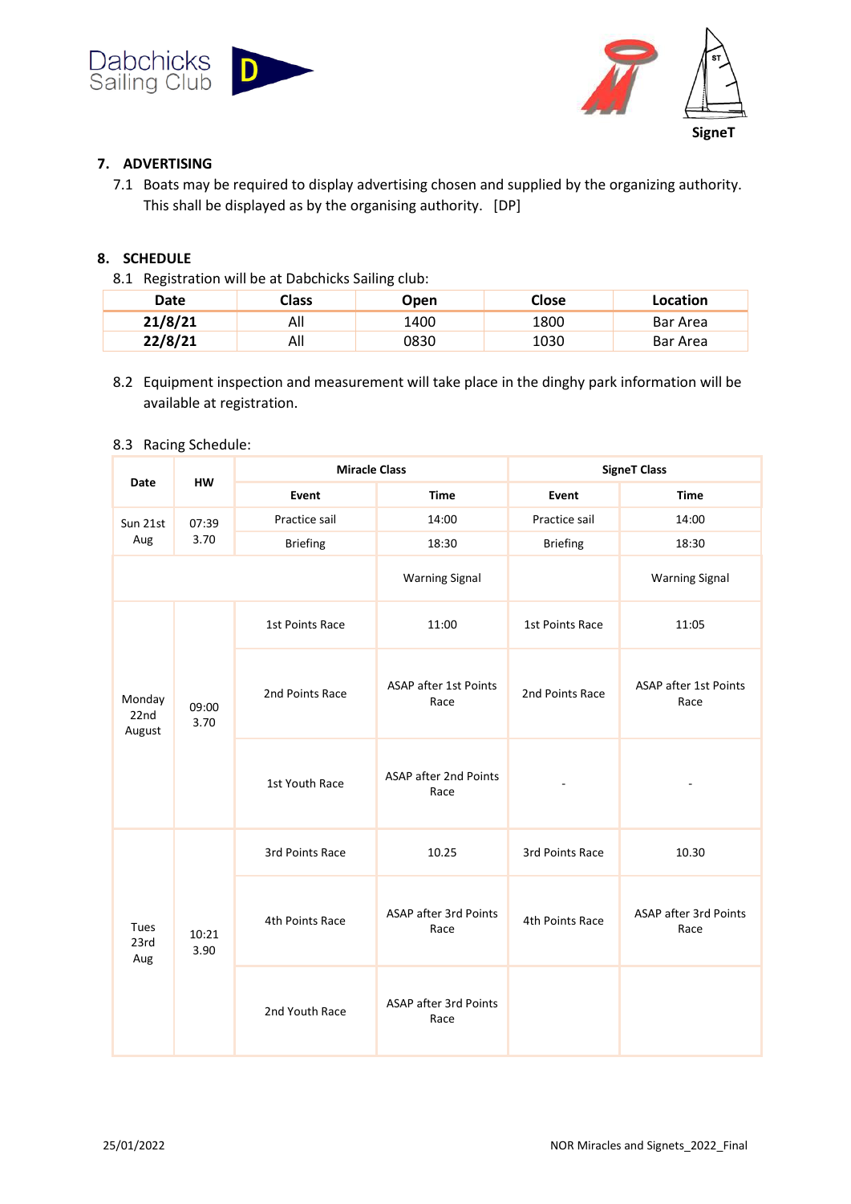## 7. ADVERTISING

7.1 Boats may be required to display advertising chosen and supplied by the organizing authority. This shall be displayed as by the organising authority. [DP]

## 8. SCHEDULE

8.1 Registration will be at Dabchicks Sailing club:

| Date | Class | Open | Close | Location |
|---|---|---|---|---|
| **21/8/21** | All | 1400 | 1800 | Bar Area |
| **22/8/21** | All | 0830 | 1030 | Bar Area |

8.2 Equipment inspection and measurement will take place in the dinghy park information will be available at registration.

8.3 Racing Schedule:

| Date | HW | Miracle Class | | SigneT Class | |
|---|---|---|---|---|---|
| | | Event | Time | Event | Time |
| Sun 21st Aug | 07:39 3.70 | Practice sail | 14:00 | Practice sail | 14:00 |
| | | Briefing | 18:30 | Briefing | 18:30 |
| | | | Warning Signal | | Warning Signal |
| Monday 22nd August | 09:00 3.70 | 1st Points Race | 11:00 | 1st Points Race | 11:05 |
| | | 2nd Points Race | ASAP after 1st Points Race | 2nd Points Race | ASAP after 1st Points Race |
| | | 1st Youth Race | ASAP after 2nd Points Race | - | - |
| Tues 23rd Aug | 10:21 3.90 | 3rd Points Race | 10.25 | 3rd Points Race | 10.30 |
| | | 4th Points Race | ASAP after 3rd Points Race | 4th Points Race | ASAP after 3rd Points Race |
| | | 2nd Youth Race | ASAP after 3rd Points Race | | |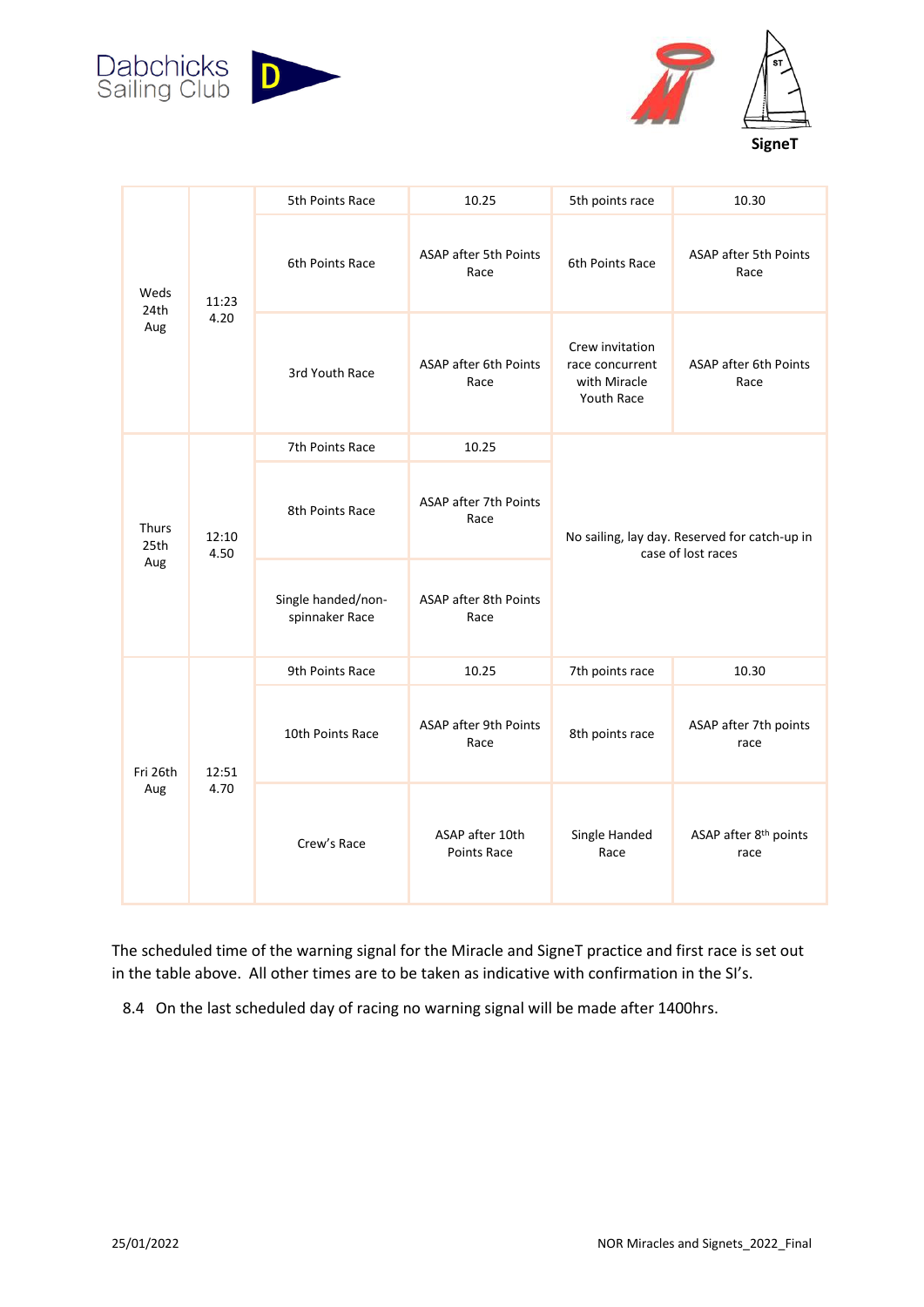| | | | | | |
|---|---|---|---|---|---|
| Weds 24th Aug | 11:23 4.20 | 5th Points Race | 10.25 | 5th points race | 10.30 |
| | | 6th Points Race | ASAP after 5th Points Race | 6th Points Race | ASAP after 5th Points Race |
| | | 3rd Youth Race | ASAP after 6th Points Race | Crew invitation race concurrent with Miracle Youth Race | ASAP after 6th Points Race |
| Thurs 25th Aug | 12:10 4.50 | 7th Points Race | 10.25 | No sailing, lay day. Reserved for catch-up in case of lost races | |
| | | 8th Points Race | ASAP after 7th Points Race | | |
| | | Single handed/non-spinnaker Race | ASAP after 8th Points Race | | |
| Fri 26th Aug | 12:51 4.70 | 9th Points Race | 10.25 | 7th points race | 10.30 |
| | | 10th Points Race | ASAP after 9th Points Race | 8th points race | ASAP after 7th points race |
| | | Crew's Race | ASAP after 10th Points Race | Single Handed Race | ASAP after 8th points race |

The scheduled time of the warning signal for the Miracle and SigneT practice and first race is set out in the table above. All other times are to be taken as indicative with confirmation in the SI's.

8.4 On the last scheduled day of racing no warning signal will be made after 1400hrs.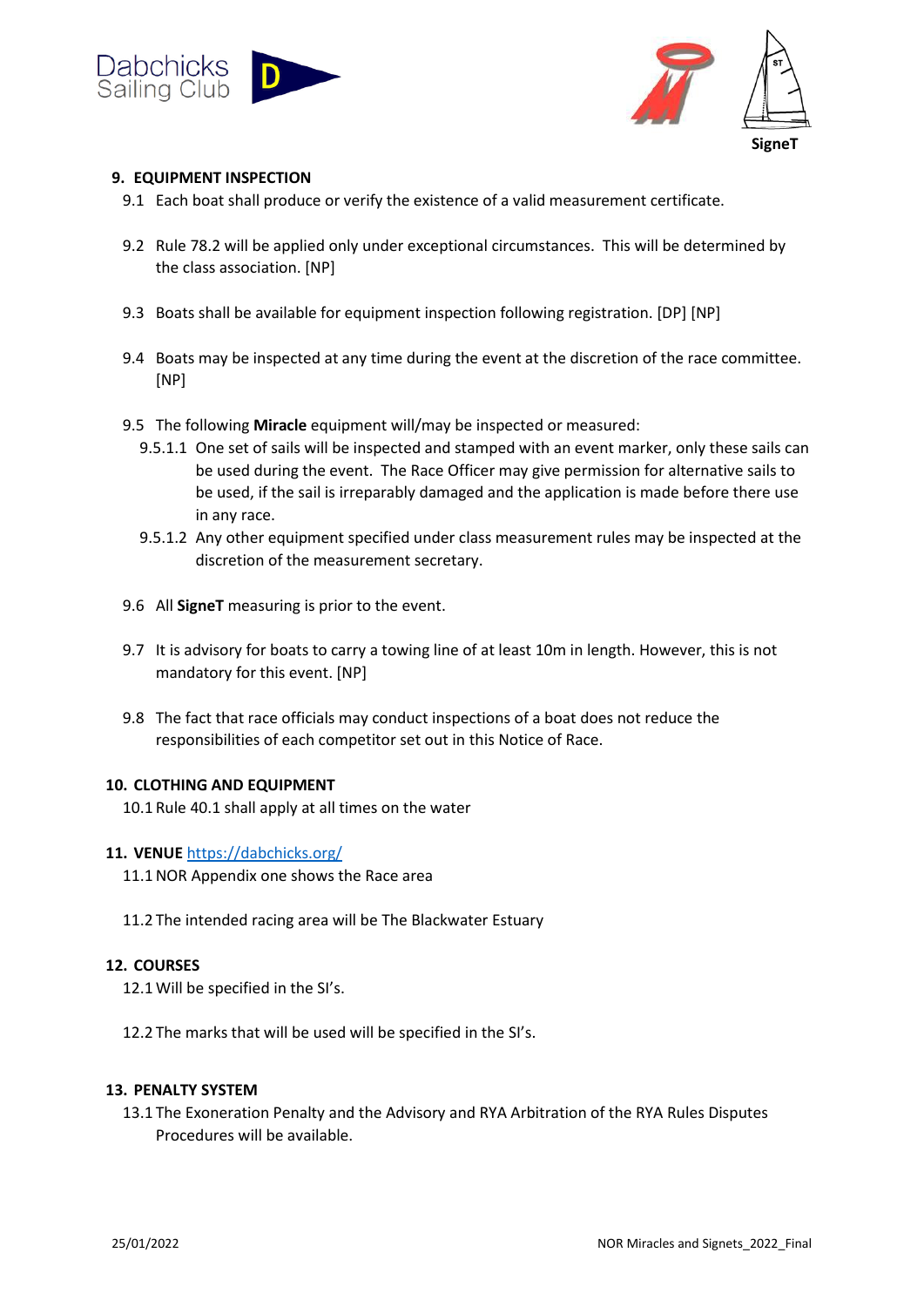## 9. EQUIPMENT INSPECTION

9.1 Each boat shall produce or verify the existence of a valid measurement certificate.

9.2 Rule 78.2 will be applied only under exceptional circumstances. This will be determined by the class association. [NP]

9.3 Boats shall be available for equipment inspection following registration. [DP] [NP]

9.4 Boats may be inspected at any time during the event at the discretion of the race committee. [NP]

9.5 The following **Miracle** equipment will/may be inspected or measured:

9.5.1.1 One set of sails will be inspected and stamped with an event marker, only these sails can be used during the event. The Race Officer may give permission for alternative sails to be used, if the sail is irreparably damaged and the application is made before there use in any race.

9.5.1.2 Any other equipment specified under class measurement rules may be inspected at the discretion of the measurement secretary.

9.6 All **SigneT** measuring is prior to the event.

9.7 It is advisory for boats to carry a towing line of at least 10m in length. However, this is not mandatory for this event. [NP]

9.8 The fact that race officials may conduct inspections of a boat does not reduce the responsibilities of each competitor set out in this Notice of Race.

## 10. CLOTHING AND EQUIPMENT

10.1 Rule 40.1 shall apply at all times on the water

## 11. VENUE https://dabchicks.org/

11.1 NOR Appendix one shows the Race area

11.2 The intended racing area will be The Blackwater Estuary

## 12. COURSES

12.1 Will be specified in the SI's.

12.2 The marks that will be used will be specified in the SI's.

## 13. PENALTY SYSTEM

13.1 The Exoneration Penalty and the Advisory and RYA Arbitration of the RYA Rules Disputes Procedures will be available.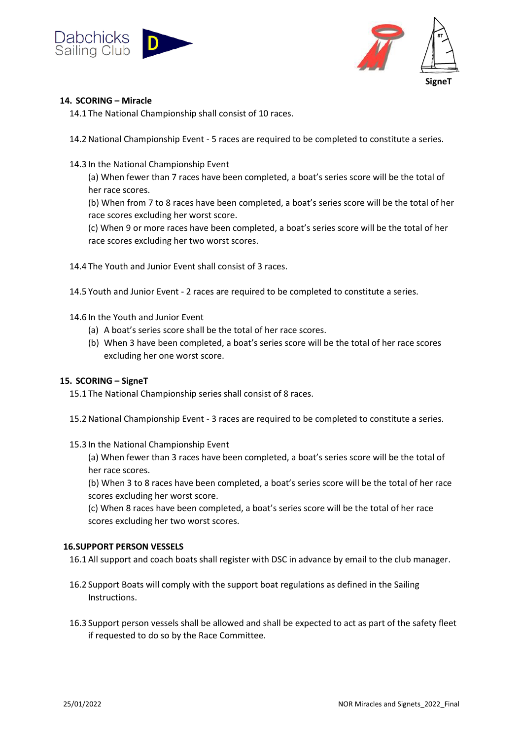## 14. SCORING – Miracle

14.1 The National Championship shall consist of 10 races.

14.2 National Championship Event - 5 races are required to be completed to constitute a series.

14.3 In the National Championship Event

(a) When fewer than 7 races have been completed, a boat's series score will be the total of her race scores.

(b) When from 7 to 8 races have been completed, a boat's series score will be the total of her race scores excluding her worst score.

(c) When 9 or more races have been completed, a boat's series score will be the total of her race scores excluding her two worst scores.

14.4 The Youth and Junior Event shall consist of 3 races.

14.5 Youth and Junior Event - 2 races are required to be completed to constitute a series.

14.6 In the Youth and Junior Event

(a) A boat's series score shall be the total of her race scores.
(b) When 3 have been completed, a boat's series score will be the total of her race scores excluding her one worst score.

## 15. SCORING – SigneT

15.1 The National Championship series shall consist of 8 races.

15.2 National Championship Event - 3 races are required to be completed to constitute a series.

15.3 In the National Championship Event

(a) When fewer than 3 races have been completed, a boat's series score will be the total of her race scores.

(b) When 3 to 8 races have been completed, a boat's series score will be the total of her race scores excluding her worst score.

(c) When 8 races have been completed, a boat's series score will be the total of her race scores excluding her two worst scores.

## 16. SUPPORT PERSON VESSELS

16.1 All support and coach boats shall register with DSC in advance by email to the club manager.

16.2 Support Boats will comply with the support boat regulations as defined in the Sailing Instructions.

16.3 Support person vessels shall be allowed and shall be expected to act as part of the safety fleet if requested to do so by the Race Committee.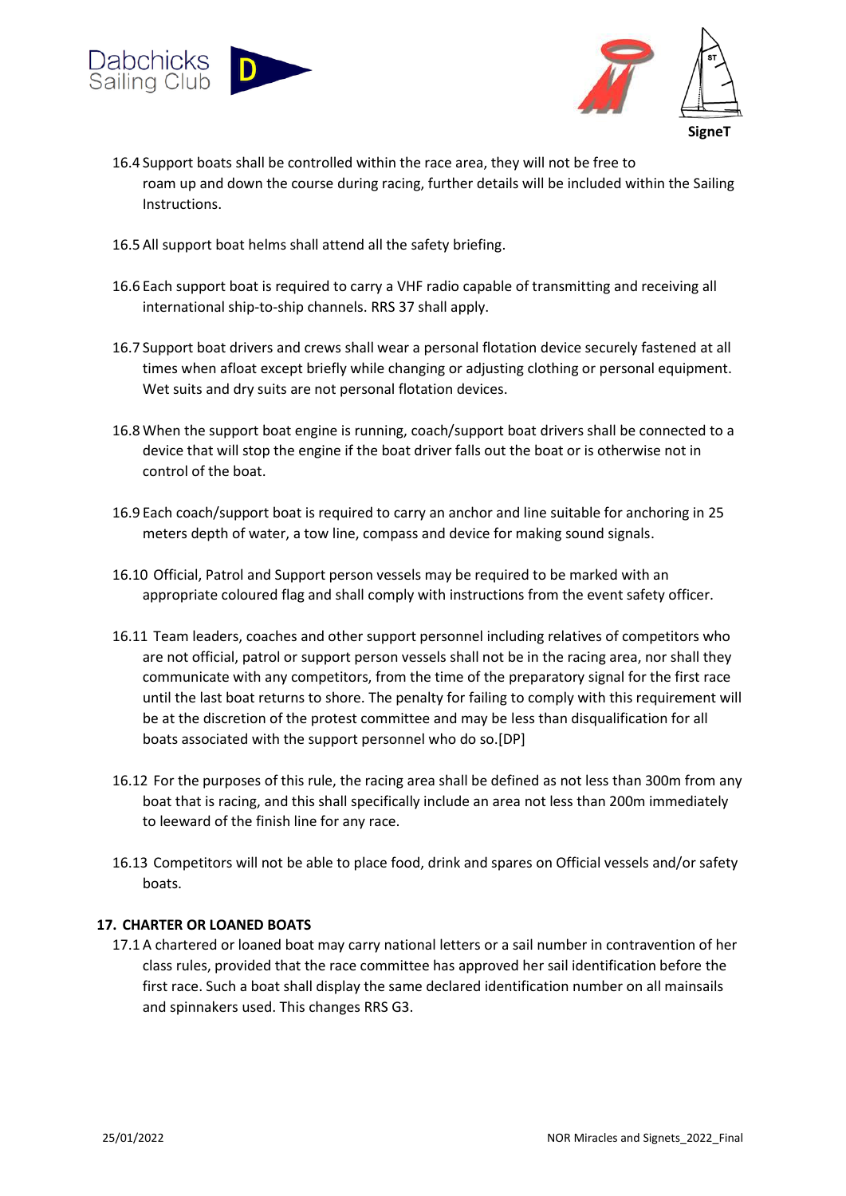16.4 Support boats shall be controlled within the race area, they will not be free to roam up and down the course during racing, further details will be included within the Sailing Instructions.

16.5 All support boat helms shall attend all the safety briefing.

16.6 Each support boat is required to carry a VHF radio capable of transmitting and receiving all international ship-to-ship channels. RRS 37 shall apply.

16.7 Support boat drivers and crews shall wear a personal flotation device securely fastened at all times when afloat except briefly while changing or adjusting clothing or personal equipment. Wet suits and dry suits are not personal flotation devices.

16.8 When the support boat engine is running, coach/support boat drivers shall be connected to a device that will stop the engine if the boat driver falls out the boat or is otherwise not in control of the boat.

16.9 Each coach/support boat is required to carry an anchor and line suitable for anchoring in 25 meters depth of water, a tow line, compass and device for making sound signals.

16.10 Official, Patrol and Support person vessels may be required to be marked with an appropriate coloured flag and shall comply with instructions from the event safety officer.

16.11 Team leaders, coaches and other support personnel including relatives of competitors who are not official, patrol or support person vessels shall not be in the racing area, nor shall they communicate with any competitors, from the time of the preparatory signal for the first race until the last boat returns to shore. The penalty for failing to comply with this requirement will be at the discretion of the protest committee and may be less than disqualification for all boats associated with the support personnel who do so.[DP]

16.12 For the purposes of this rule, the racing area shall be defined as not less than 300m from any boat that is racing, and this shall specifically include an area not less than 200m immediately to leeward of the finish line for any race.

16.13 Competitors will not be able to place food, drink and spares on Official vessels and/or safety boats.

## 17. CHARTER OR LOANED BOATS

17.1 A chartered or loaned boat may carry national letters or a sail number in contravention of her class rules, provided that the race committee has approved her sail identification before the first race. Such a boat shall display the same declared identification number on all mainsails and spinnakers used. This changes RRS G3.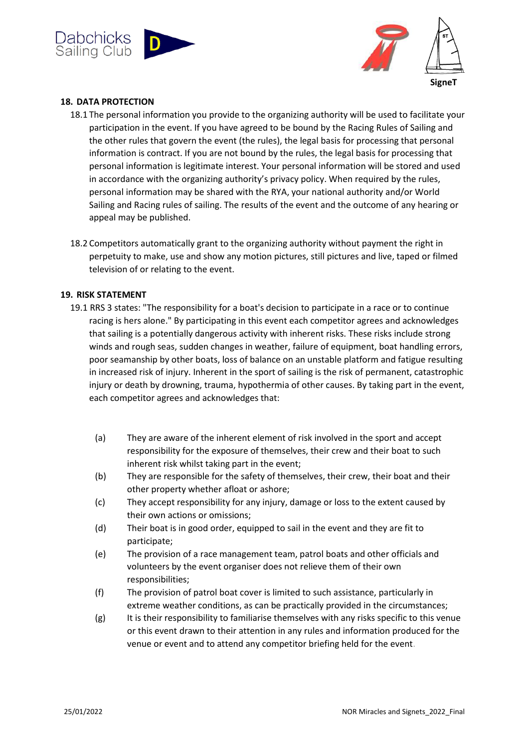## 18. DATA PROTECTION

18.1 The personal information you provide to the organizing authority will be used to facilitate your participation in the event. If you have agreed to be bound by the Racing Rules of Sailing and the other rules that govern the event (the rules), the legal basis for processing that personal information is contract. If you are not bound by the rules, the legal basis for processing that personal information is legitimate interest. Your personal information will be stored and used in accordance with the organizing authority's privacy policy. When required by the rules, personal information may be shared with the RYA, your national authority and/or World Sailing and Racing rules of sailing. The results of the event and the outcome of any hearing or appeal may be published.

18.2 Competitors automatically grant to the organizing authority without payment the right in perpetuity to make, use and show any motion pictures, still pictures and live, taped or filmed television of or relating to the event.

## 19. RISK STATEMENT

19.1 RRS 3 states: "The responsibility for a boat's decision to participate in a race or to continue racing is hers alone." By participating in this event each competitor agrees and acknowledges that sailing is a potentially dangerous activity with inherent risks. These risks include strong winds and rough seas, sudden changes in weather, failure of equipment, boat handling errors, poor seamanship by other boats, loss of balance on an unstable platform and fatigue resulting in increased risk of injury. Inherent in the sport of sailing is the risk of permanent, catastrophic injury or death by drowning, trauma, hypothermia of other causes. By taking part in the event, each competitor agrees and acknowledges that:

(a) They are aware of the inherent element of risk involved in the sport and accept responsibility for the exposure of themselves, their crew and their boat to such inherent risk whilst taking part in the event;

(b) They are responsible for the safety of themselves, their crew, their boat and their other property whether afloat or ashore;

(c) They accept responsibility for any injury, damage or loss to the extent caused by their own actions or omissions;

(d) Their boat is in good order, equipped to sail in the event and they are fit to participate;

(e) The provision of a race management team, patrol boats and other officials and volunteers by the event organiser does not relieve them of their own responsibilities;

(f) The provision of patrol boat cover is limited to such assistance, particularly in extreme weather conditions, as can be practically provided in the circumstances;

(g) It is their responsibility to familiarise themselves with any risks specific to this venue or this event drawn to their attention in any rules and information produced for the venue or event and to attend any competitor briefing held for the event.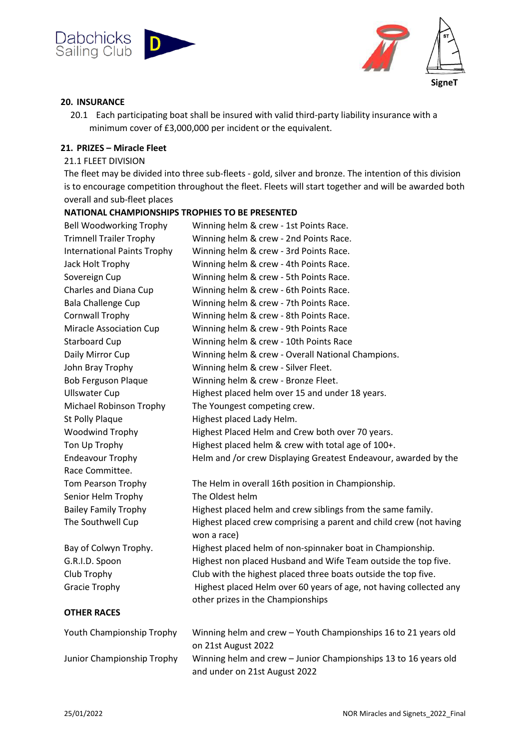## 20. INSURANCE

20.1 Each participating boat shall be insured with valid third-party liability insurance with a minimum cover of £3,000,000 per incident or the equivalent.

## 21. PRIZES – Miracle Fleet

21.1 FLEET DIVISION

The fleet may be divided into three sub-fleets - gold, silver and bronze. The intention of this division is to encourage competition throughout the fleet. Fleets will start together and will be awarded both overall and sub-fleet places

**NATIONAL CHAMPIONSHIPS TROPHIES TO BE PRESENTED**

| | |
|---|---|
| Bell Woodworking Trophy | Winning helm & crew - 1st Points Race. |
| Trimnell Trailer Trophy | Winning helm & crew - 2nd Points Race. |
| International Paints Trophy | Winning helm & crew - 3rd Points Race. |
| Jack Holt Trophy | Winning helm & crew - 4th Points Race. |
| Sovereign Cup | Winning helm & crew - 5th Points Race. |
| Charles and Diana Cup | Winning helm & crew - 6th Points Race. |
| Bala Challenge Cup | Winning helm & crew - 7th Points Race. |
| Cornwall Trophy | Winning helm & crew - 8th Points Race. |
| Miracle Association Cup | Winning helm & crew - 9th Points Race |
| Starboard Cup | Winning helm & crew - 10th Points Race |
| Daily Mirror Cup | Winning helm & crew - Overall National Champions. |
| John Bray Trophy | Winning helm & crew - Silver Fleet. |
| Bob Ferguson Plaque | Winning helm & crew - Bronze Fleet. |
| Ullswater Cup | Highest placed helm over 15 and under 18 years. |
| Michael Robinson Trophy | The Youngest competing crew. |
| St Polly Plaque | Highest placed Lady Helm. |
| Woodwind Trophy | Highest Placed Helm and Crew both over 70 years. |
| Ton Up Trophy | Highest placed helm & crew with total age of 100+. |
| Endeavour Trophy | Helm and /or crew Displaying Greatest Endeavour, awarded by the Race Committee. |
| Tom Pearson Trophy | The Helm in overall 16th position in Championship. |
| Senior Helm Trophy | The Oldest helm |
| Bailey Family Trophy | Highest placed helm and crew siblings from the same family. |
| The Southwell Cup | Highest placed crew comprising a parent and child crew (not having won a race) |
| Bay of Colwyn Trophy. | Highest placed helm of non-spinnaker boat in Championship. |
| G.R.I.D. Spoon | Highest non placed Husband and Wife Team outside the top five. |
| Club Trophy | Club with the highest placed three boats outside the top five. |
| Gracie Trophy | Highest placed Helm over 60 years of age, not having collected any other prizes in the Championships |

**OTHER RACES**

| | |
|---|---|
| Youth Championship Trophy | Winning helm and crew – Youth Championships 16 to 21 years old on 21st August 2022 |
| Junior Championship Trophy | Winning helm and crew – Junior Championships 13 to 16 years old and under on 21st August 2022 |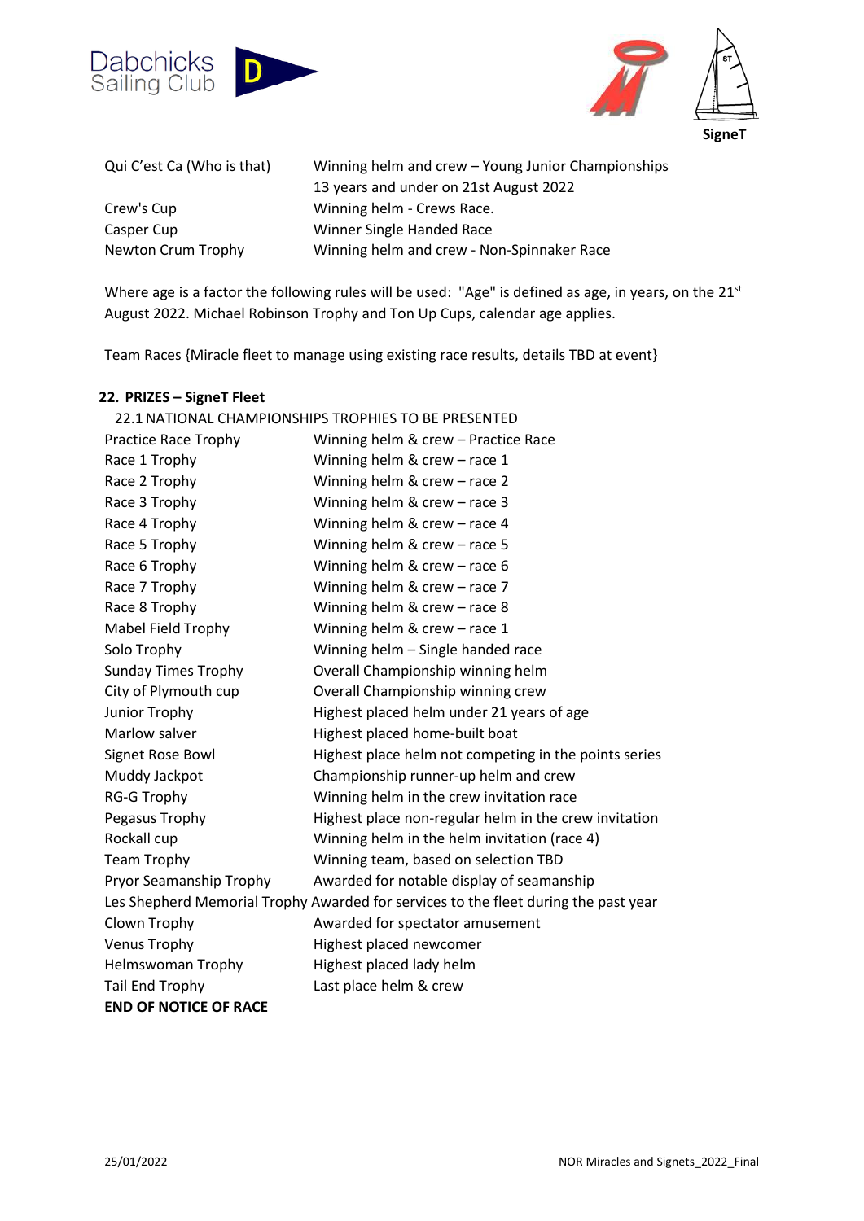| | |
|---|---|
| Qui C'est Ca (Who is that) | Winning helm and crew – Young Junior Championships 13 years and under on 21st August 2022 |
| Crew's Cup | Winning helm - Crews Race. |
| Casper Cup | Winner Single Handed Race |
| Newton Crum Trophy | Winning helm and crew - Non-Spinnaker Race |

Where age is a factor the following rules will be used: "Age" is defined as age, in years, on the 21st August 2022. Michael Robinson Trophy and Ton Up Cups, calendar age applies.

Team Races {Miracle fleet to manage using existing race results, details TBD at event}

## 22. PRIZES – SigneT Fleet

22.1 NATIONAL CHAMPIONSHIPS TROPHIES TO BE PRESENTED

| | |
|---|---|
| Practice Race Trophy | Winning helm & crew – Practice Race |
| Race 1 Trophy | Winning helm & crew – race 1 |
| Race 2 Trophy | Winning helm & crew – race 2 |
| Race 3 Trophy | Winning helm & crew – race 3 |
| Race 4 Trophy | Winning helm & crew – race 4 |
| Race 5 Trophy | Winning helm & crew – race 5 |
| Race 6 Trophy | Winning helm & crew – race 6 |
| Race 7 Trophy | Winning helm & crew – race 7 |
| Race 8 Trophy | Winning helm & crew – race 8 |
| Mabel Field Trophy | Winning helm & crew – race 1 |
| Solo Trophy | Winning helm – Single handed race |
| Sunday Times Trophy | Overall Championship winning helm |
| City of Plymouth cup | Overall Championship winning crew |
| Junior Trophy | Highest placed helm under 21 years of age |
| Marlow salver | Highest placed home-built boat |
| Signet Rose Bowl | Highest place helm not competing in the points series |
| Muddy Jackpot | Championship runner-up helm and crew |
| RG-G Trophy | Winning helm in the crew invitation race |
| Pegasus Trophy | Highest place non-regular helm in the crew invitation |
| Rockall cup | Winning helm in the helm invitation (race 4) |
| Team Trophy | Winning team, based on selection TBD |
| Pryor Seamanship Trophy | Awarded for notable display of seamanship |
| Les Shepherd Memorial Trophy | Awarded for services to the fleet during the past year |
| Clown Trophy | Awarded for spectator amusement |
| Venus Trophy | Highest placed newcomer |
| Helmswoman Trophy | Highest placed lady helm |
| Tail End Trophy | Last place helm & crew |

**END OF NOTICE OF RACE**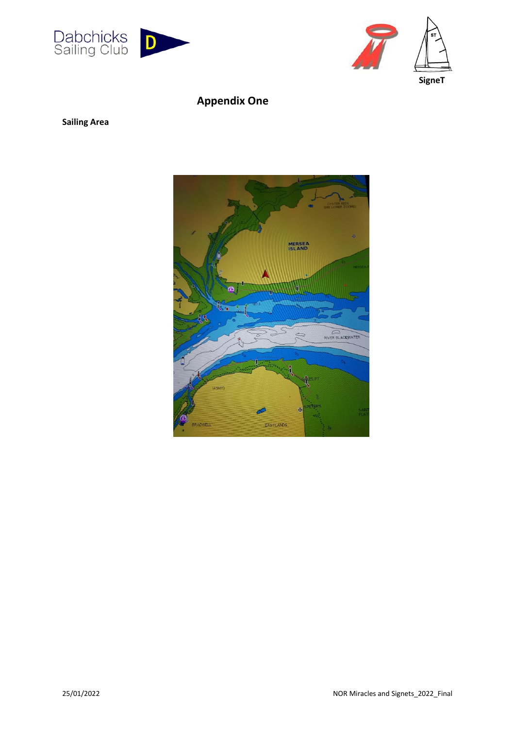## Appendix One

**Sailing Area**

MERSEA ISLAND

RIVER BLACKWATER

BRADWELL

EASTLANDS